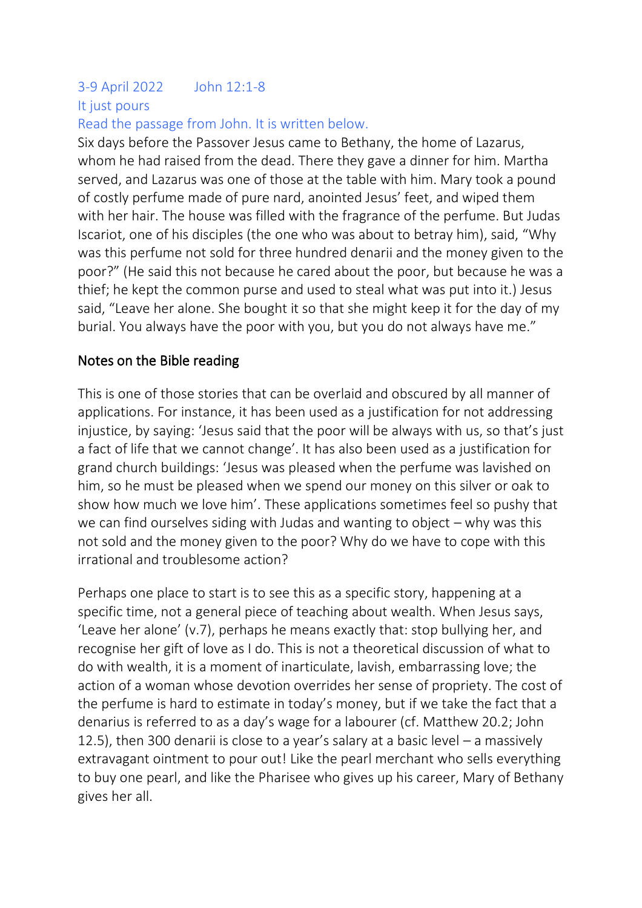3-9 April 2022 John 12:1-8

It just pours

Read the passage from John. It is written below.

Six days before the Passover Jesus came to Bethany, the home of Lazarus, whom he had raised from the dead. There they gave a dinner for him. Martha served, and Lazarus was one of those at the table with him. Mary took a pound of costly perfume made of pure nard, anointed Jesus' feet, and wiped them with her hair. The house was filled with the fragrance of the perfume. But Judas Iscariot, one of his disciples (the one who was about to betray him), said, "Why was this perfume not sold for three hundred denarii and the money given to the poor?" (He said this not because he cared about the poor, but because he was a thief; he kept the common purse and used to steal what was put into it.) Jesus said, "Leave her alone. She bought it so that she might keep it for the day of my burial. You always have the poor with you, but you do not always have me."

## Notes on the Bible reading

This is one of those stories that can be overlaid and obscured by all manner of applications. For instance, it has been used as a justification for not addressing injustice, by saying: 'Jesus said that the poor will be always with us, so that's just a fact of life that we cannot change'. It has also been used as a justification for grand church buildings: 'Jesus was pleased when the perfume was lavished on him, so he must be pleased when we spend our money on this silver or oak to show how much we love him'. These applications sometimes feel so pushy that we can find ourselves siding with Judas and wanting to object – why was this not sold and the money given to the poor? Why do we have to cope with this irrational and troublesome action?

Perhaps one place to start is to see this as a specific story, happening at a specific time, not a general piece of teaching about wealth. When Jesus says, 'Leave her alone' (v.7), perhaps he means exactly that: stop bullying her, and recognise her gift of love as I do. This is not a theoretical discussion of what to do with wealth, it is a moment of inarticulate, lavish, embarrassing love; the action of a woman whose devotion overrides her sense of propriety. The cost of the perfume is hard to estimate in today's money, but if we take the fact that a denarius is referred to as a day's wage for a labourer (cf. Matthew 20.2; John 12.5), then 300 denarii is close to a year's salary at a basic level – a massively extravagant ointment to pour out! Like the pearl merchant who sells everything to buy one pearl, and like the Pharisee who gives up his career, Mary of Bethany gives her all.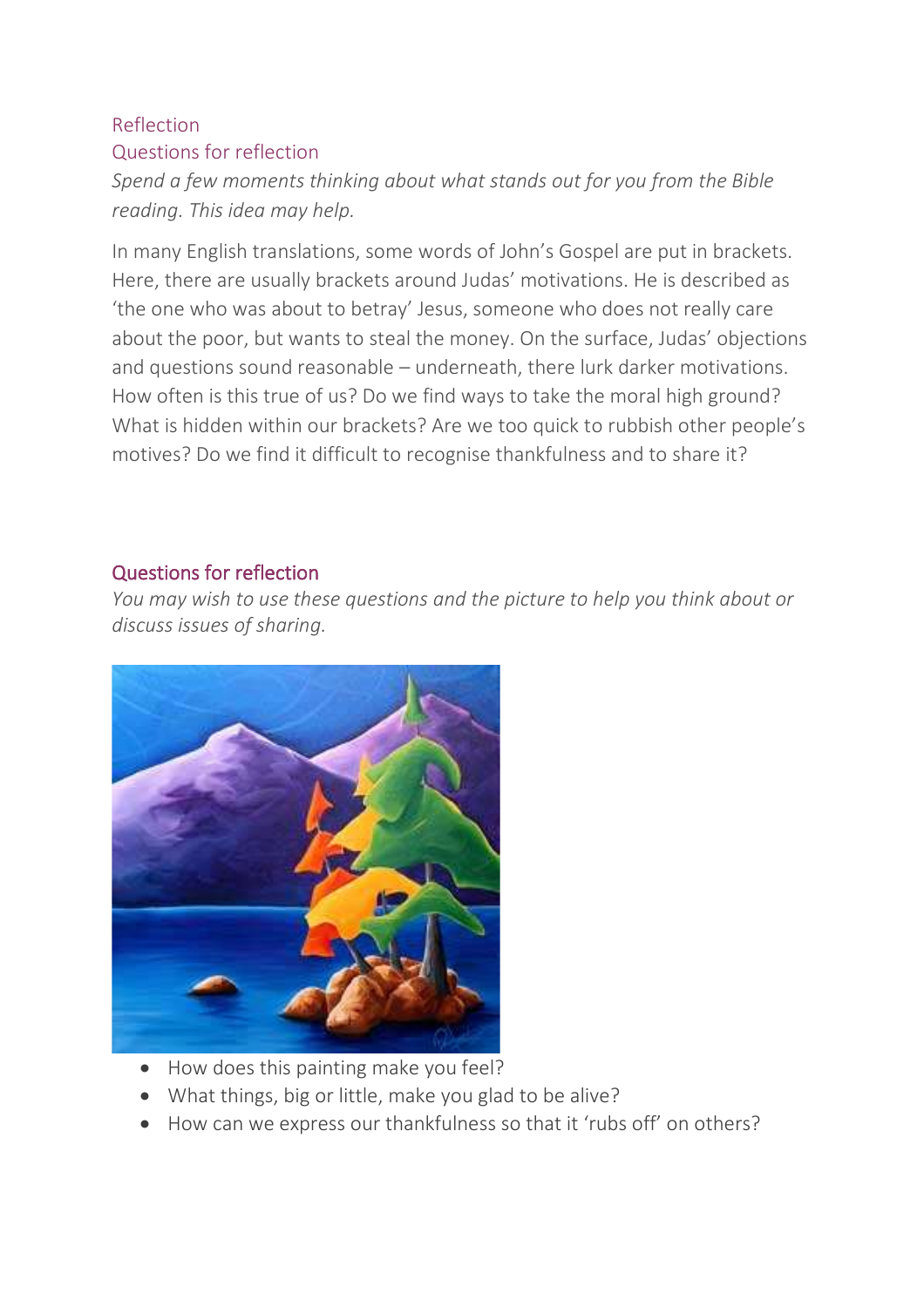## Reflection

### Questions for reflection

*Spend a few moments thinking about what stands out for you from the Bible reading. This idea may help.*

In many English translations, some words of John's Gospel are put in brackets. Here, there are usually brackets around Judas' motivations. He is described as 'the one who was about to betray' Jesus, someone who does not really care about the poor, but wants to steal the money. On the surface, Judas' objections and questions sound reasonable – underneath, there lurk darker motivations. How often is this true of us? Do we find ways to take the moral high ground? What is hidden within our brackets? Are we too quick to rubbish other people's motives? Do we find it difficult to recognise thankfulness and to share it?

### Questions for reflection

*You may wish to use these questions and the picture to help you think about or discuss issues of sharing.*

- How does this painting make you feel?
- What things, big or little, make you glad to be alive?
- How can we express our thankfulness so that it 'rubs off' on others?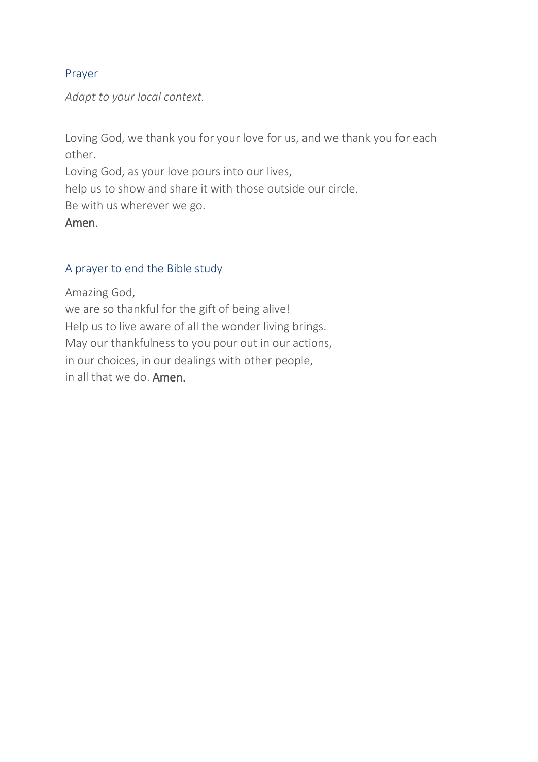## Prayer

*Adapt to your local context.*

Loving God, we thank you for your love for us, and we thank you for each other.
Loving God, as your love pours into our lives,
help us to show and share it with those outside our circle.
Be with us wherever we go.
**Amen.**

## A prayer to end the Bible study

Amazing God,
we are so thankful for the gift of being alive!
Help us to live aware of all the wonder living brings.
May our thankfulness to you pour out in our actions,
in our choices, in our dealings with other people,
in all that we do. **Amen.**